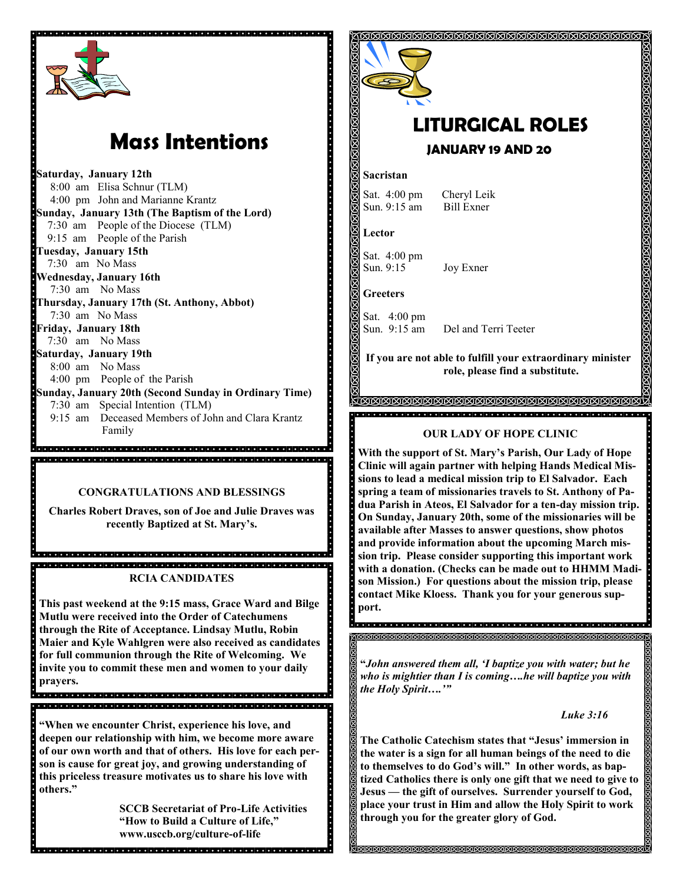# Mass Intentions

**Saturday, January 12th**
8:00 am Elisa Schnur (TLM)
4:00 pm John and Marianne Krantz

**Sunday, January 13th (The Baptism of the Lord)**
7:30 am People of the Diocese (TLM)
9:15 am People of the Parish

**Tuesday, January 15th**
7:30 am No Mass

**Wednesday, January 16th**
7:30 am No Mass

**Thursday, January 17th (St. Anthony, Abbot)**
7:30 am No Mass

**Friday, January 18th**
7:30 am No Mass

**Saturday, January 19th**
8:00 am No Mass
4:00 pm People of the Parish

**Sunday, January 20th (Second Sunday in Ordinary Time)**
7:30 am Special Intention (TLM)
9:15 am Deceased Members of John and Clara Krantz Family

### CONGRATULATIONS AND BLESSINGS

**Charles Robert Draves, son of Joe and Julie Draves was recently Baptized at St. Mary's.**

### RCIA CANDIDATES

**This past weekend at the 9:15 mass, Grace Ward and Bilge Mutlu were received into the Order of Catechumens through the Rite of Acceptance. Lindsay Mutlu, Robin Maier and Kyle Wahlgren were also received as candidates for full communion through the Rite of Welcoming. We invite you to commit these men and women to your daily prayers.**

**"When we encounter Christ, experience his love, and deepen our relationship with him, we become more aware of our own worth and that of others. His love for each person is cause for great joy, and growing understanding of this priceless treasure motivates us to share his love with others."**

**SCCB Secretariat of Pro-Life Activities**
**"How to Build a Culture of Life,"**
**www.usccb.org/culture-of-life**

# LITURGICAL ROLES

## JANUARY 19 AND 20

**Sacristan**

Sat. 4:00 pm Cheryl Leik
Sun. 9:15 am Bill Exner

**Lector**

Sat. 4:00 pm
Sun. 9:15 Joy Exner

**Greeters**

Sat. 4:00 pm
Sun. 9:15 am Del and Terri Teeter

**If you are not able to fulfill your extraordinary minister role, please find a substitute.**

### OUR LADY OF HOPE CLINIC

**With the support of St. Mary's Parish, Our Lady of Hope Clinic will again partner with helping Hands Medical Missions to lead a medical mission trip to El Salvador. Each spring a team of missionaries travels to St. Anthony of Padua Parish in Ateos, El Salvador for a ten-day mission trip. On Sunday, January 20th, some of the missionaries will be available after Masses to answer questions, show photos and provide information about the upcoming March mission trip. Please consider supporting this important work with a donation. (Checks can be made out to HHMM Madison Mission.) For questions about the mission trip, please contact Mike Kloess. Thank you for your generous support.**

***"John answered them all, 'I baptize you with water; but he who is mightier than I is coming….he will baptize you with the Holy Spirit….'"***

***Luke 3:16***

**The Catholic Catechism states that "Jesus' immersion in the water is a sign for all human beings of the need to die to themselves to do God's will." In other words, as baptized Catholics there is only one gift that we need to give to Jesus — the gift of ourselves. Surrender yourself to God, place your trust in Him and allow the Holy Spirit to work through you for the greater glory of God.**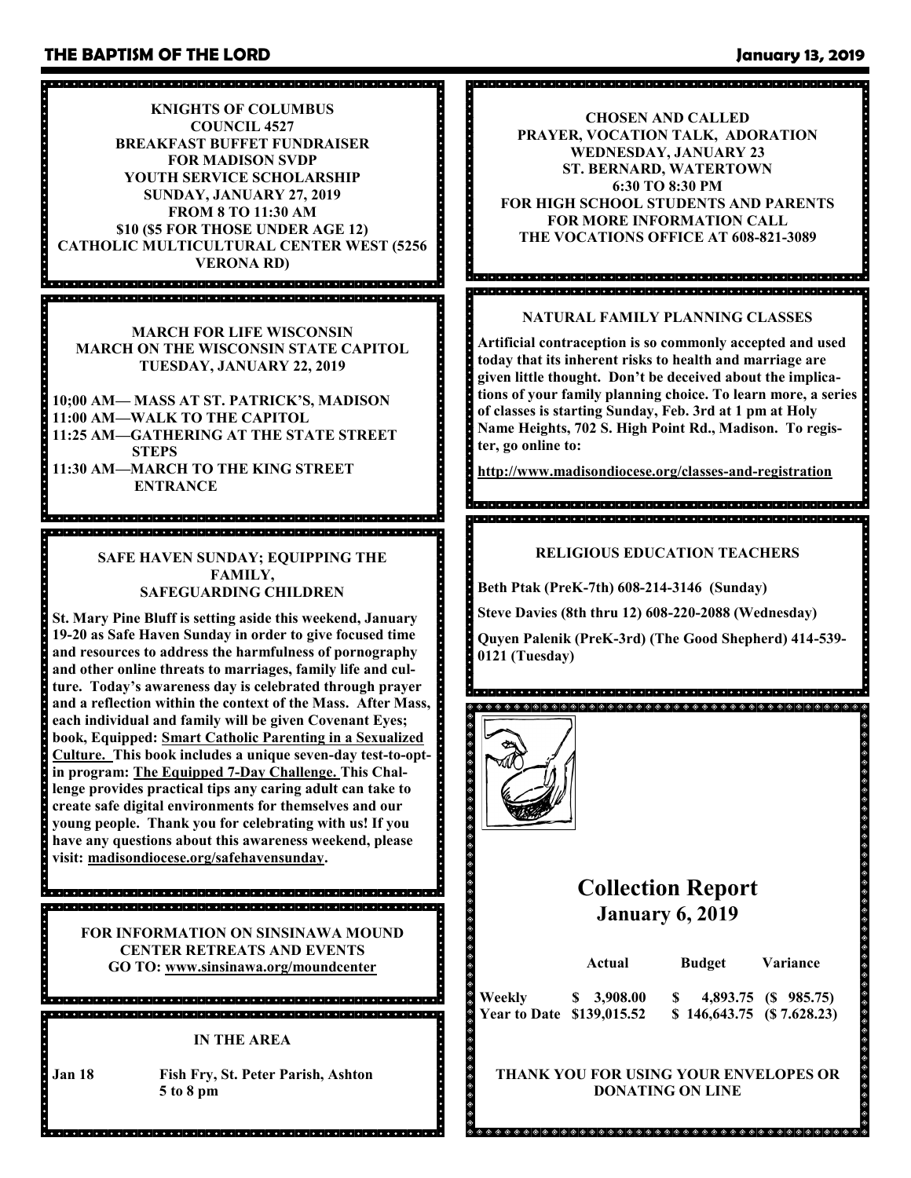**KNIGHTS OF COLUMBUS**
**COUNCIL 4527**
**BREAKFAST BUFFET FUNDRAISER**
**FOR MADISON SVDP**
**YOUTH SERVICE SCHOLARSHIP**
**SUNDAY, JANUARY 27, 2019**
**FROM 8 TO 11:30 AM**
**$10 ($5 FOR THOSE UNDER AGE 12)**
**CATHOLIC MULTICULTURAL CENTER WEST (5256 VERONA RD)**

**MARCH FOR LIFE WISCONSIN**
**MARCH ON THE WISCONSIN STATE CAPITOL**
**TUESDAY, JANUARY 22, 2019**

**10;00 AM— MASS AT ST. PATRICK'S, MADISON**
**11:00 AM—WALK TO THE CAPITOL**
**11:25 AM—GATHERING AT THE STATE STREET STEPS**
**11:30 AM—MARCH TO THE KING STREET ENTRANCE**

**SAFE HAVEN SUNDAY; EQUIPPING THE FAMILY,**
**SAFEGUARDING CHILDREN**

**St. Mary Pine Bluff is setting aside this weekend, January 19-20 as Safe Haven Sunday in order to give focused time and resources to address the harmfulness of pornography and other online threats to marriages, family life and culture. Today's awareness day is celebrated through prayer and a reflection within the context of the Mass. After Mass, each individual and family will be given Covenant Eyes; book, Equipped: Smart Catholic Parenting in a Sexualized Culture. This book includes a unique seven-day test-to-opt-in program: The Equipped 7-Day Challenge. This Challenge provides practical tips any caring adult can take to create safe digital environments for themselves and our young people. Thank you for celebrating with us! If you have any questions about this awareness weekend, please visit: madisondiocese.org/safehavensunday.**

**FOR INFORMATION ON SINSINAWA MOUND CENTER RETREATS AND EVENTS**
**GO TO: www.sinsinawa.org/moundcenter**

**IN THE AREA**

**Jan 18** **Fish Fry, St. Peter Parish, Ashton 5 to 8 pm**

**CHOSEN AND CALLED**
**PRAYER, VOCATION TALK, ADORATION**
**WEDNESDAY, JANUARY 23**
**ST. BERNARD, WATERTOWN**
**6:30 TO 8:30 PM**
**FOR HIGH SCHOOL STUDENTS AND PARENTS**
**FOR MORE INFORMATION CALL**
**THE VOCATIONS OFFICE AT 608-821-3089**

**NATURAL FAMILY PLANNING CLASSES**

**Artificial contraception is so commonly accepted and used today that its inherent risks to health and marriage are given little thought. Don't be deceived about the implications of your family planning choice. To learn more, a series of classes is starting Sunday, Feb. 3rd at 1 pm at Holy Name Heights, 702 S. High Point Rd., Madison. To register, go online to:**

**http://www.madisondiocese.org/classes-and-registration**

**RELIGIOUS EDUCATION TEACHERS**

**Beth Ptak (PreK-7th) 608-214-3146 (Sunday)**

**Steve Davies (8th thru 12) 608-220-2088 (Wednesday)**

**Quyen Palenik (PreK-3rd) (The Good Shepherd) 414-539-0121 (Tuesday)**

## Collection Report
### January 6, 2019

| | Actual | Budget | Variance |
|---|---|---|---|
| Weekly | $ 3,908.00 | $ 4,893.75 | ($ 985.75) |
| Year to Date | $139,015.52 | $ 146,643.75 | ($ 7.628.23) |

**THANK YOU FOR USING YOUR ENVELOPES OR DONATING ON LINE**